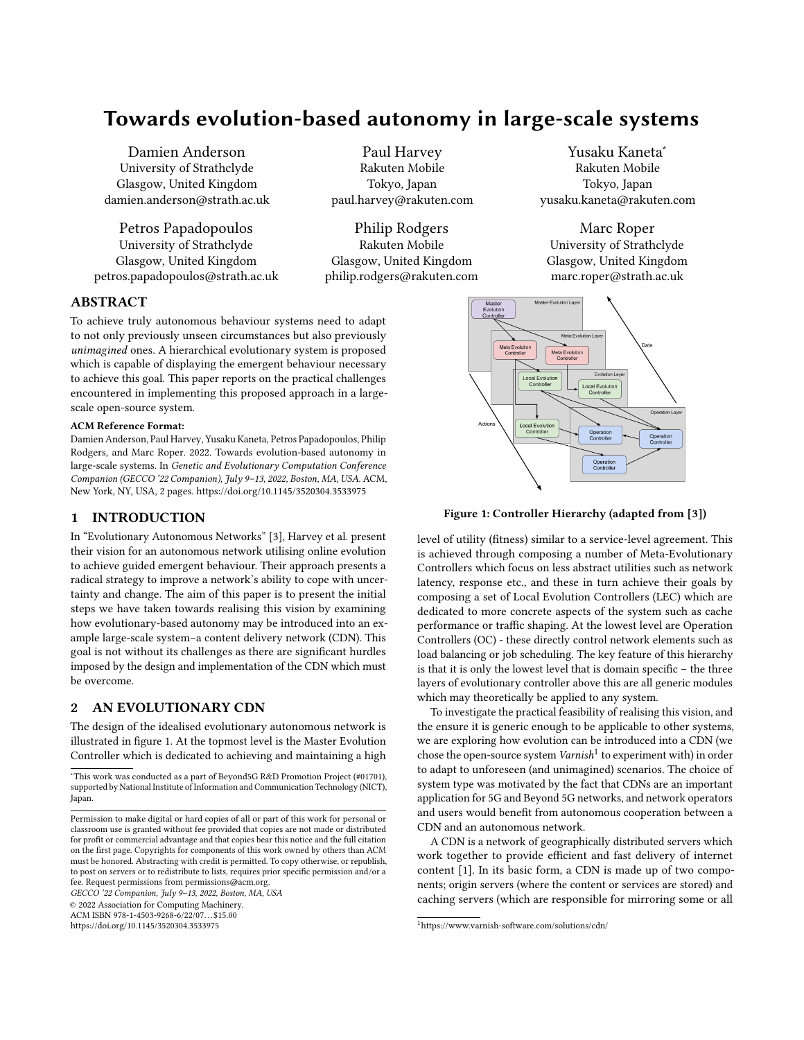# Towards evolution-based autonomy in large-scale systems

Damien Anderson
University of Strathclyde
Glasgow, United Kingdom
damien.anderson@strath.ac.uk

Paul Harvey
Rakuten Mobile
Tokyo, Japan
paul.harvey@rakuten.com

Yusaku Kaneta*
Rakuten Mobile
Tokyo, Japan
yusaku.kaneta@rakuten.com

Petros Papadopoulos
University of Strathclyde
Glasgow, United Kingdom
petros.papadopoulos@strath.ac.uk

Philip Rodgers
Rakuten Mobile
Glasgow, United Kingdom
philip.rodgers@rakuten.com

Marc Roper
University of Strathclyde
Glasgow, United Kingdom
marc.roper@strath.ac.uk

## ABSTRACT

To achieve truly autonomous behaviour systems need to adapt to not only previously unseen circumstances but also previously *unimagined* ones. A hierarchical evolutionary system is proposed which is capable of displaying the emergent behaviour necessary to achieve this goal. This paper reports on the practical challenges encountered in implementing this proposed approach in a large-scale open-source system.

**ACM Reference Format:**
Damien Anderson, Paul Harvey, Yusaku Kaneta, Petros Papadopoulos, Philip Rodgers, and Marc Roper. 2022. Towards evolution-based autonomy in large-scale systems. In *Genetic and Evolutionary Computation Conference Companion (GECCO '22 Companion), July 9–13, 2022, Boston, MA, USA.* ACM, New York, NY, USA, 2 pages. https://doi.org/10.1145/3520304.3533975

## 1 INTRODUCTION

In "Evolutionary Autonomous Networks" [3], Harvey et al. present their vision for an autonomous network utilising online evolution to achieve guided emergent behaviour. Their approach presents a radical strategy to improve a network's ability to cope with uncertainty and change. The aim of this paper is to present the initial steps we have taken towards realising this vision by examining how evolutionary-based autonomy may be introduced into an example large-scale system–a content delivery network (CDN). This goal is not without its challenges as there are significant hurdles imposed by the design and implementation of the CDN which must be overcome.

## 2 AN EVOLUTIONARY CDN

The design of the idealised evolutionary autonomous network is illustrated in figure 1. At the topmost level is the Master Evolution Controller which is dedicated to achieving and maintaining a high level of utility (fitness) similar to a service-level agreement. This is achieved through composing a number of Meta-Evolutionary Controllers which focus on less abstract utilities such as network latency, response etc., and these in turn achieve their goals by composing a set of Local Evolution Controllers (LEC) which are dedicated to more concrete aspects of the system such as cache performance or traffic shaping. At the lowest level are Operation Controllers (OC) - these directly control network elements such as load balancing or job scheduling. The key feature of this hierarchy is that it is only the lowest level that is domain specific – the three layers of evolutionary controller above this are all generic modules which may theoretically be applied to any system.

**Figure 1: Controller Hierarchy (adapted from [3])**

To investigate the practical feasibility of realising this vision, and the ensure it is generic enough to be applicable to other systems, we are exploring how evolution can be introduced into a CDN (we chose the open-source system *Varnish*[1] to experiment with) in order to adapt to unforeseen (and unimagined) scenarios. The choice of system type was motivated by the fact that CDNs are an important application for 5G and Beyond 5G networks, and network operators and users would benefit from autonomous cooperation between a CDN and an autonomous network.

A CDN is a network of geographically distributed servers which work together to provide efficient and fast delivery of internet content [1]. In its basic form, a CDN is made up of two components; origin servers (where the content or services are stored) and caching servers (which are responsible for mirroring some or all

*This work was conducted as a part of Beyond5G R&D Promotion Project (#01701), supported by National Institute of Information and Communication Technology (NICT), Japan.

[1]https://www.varnish-software.com/solutions/cdn/

Permission to make digital or hard copies of all or part of this work for personal or classroom use is granted without fee provided that copies are not made or distributed for profit or commercial advantage and that copies bear this notice and the full citation on the first page. Copyrights for components of this work owned by others than ACM must be honored. Abstracting with credit is permitted. To copy otherwise, or republish, to post on servers or to redistribute to lists, requires prior specific permission and/or a fee. Request permissions from permissions@acm.org.
*GECCO '22 Companion, July 9–13, 2022, Boston, MA, USA*
© 2022 Association for Computing Machinery.
ACM ISBN 978-1-4503-9268-6/22/07…$15.00
https://doi.org/10.1145/3520304.3533975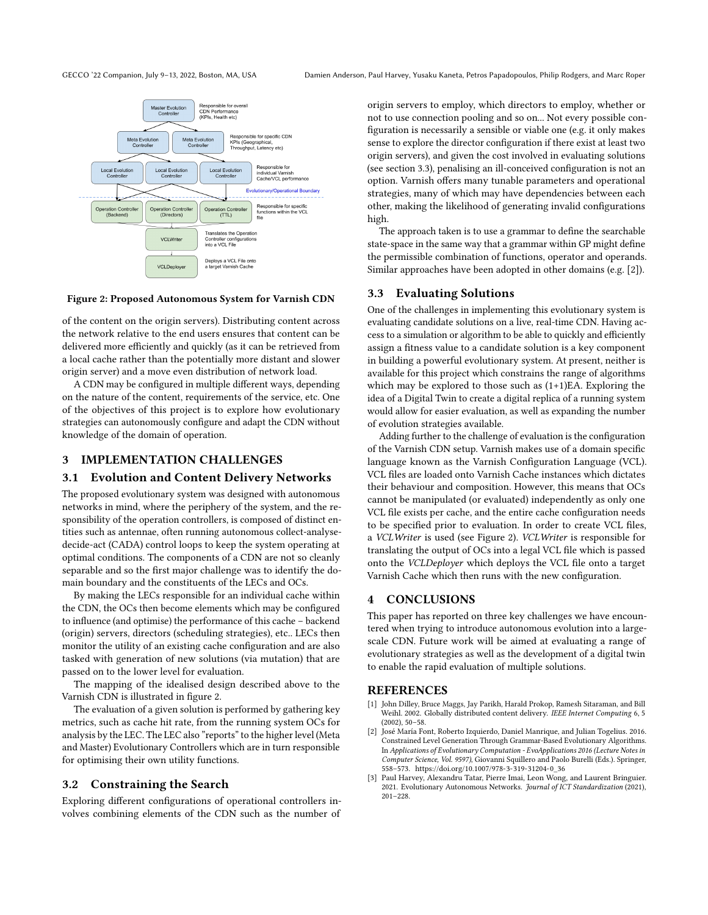Master Evolution Controller
Responsible for overall CDN Performance (KPIs, Health etc)
Meta Evolution Controller
Meta Evolution Controller
Responsible for specific CDN KPIs (Geographical, Throughput, Latency etc)
Local Evolution Controller
Local Evolution Controller
Local Evolution Controller
Responsible for individual Varnish Cache/VCL performance
Evolutionary/Operational Boundary
Operation Controller (Backend)
Operation Controller (Directors)
Operation Controller (TTL)
Responsible for specific functions within the VCL file
VCLWriter
Translates the Operation Controller configurations into a VCL File
VCLDeployer
Deploys a VCL File onto a target Varnish Cache

**Figure 2: Proposed Autonomous System for Varnish CDN**

of the content on the origin servers). Distributing content across the network relative to the end users ensures that content can be delivered more efficiently and quickly (as it can be retrieved from a local cache rather than the potentially more distant and slower origin server) and a move even distribution of network load.

A CDN may be configured in multiple different ways, depending on the nature of the content, requirements of the service, etc. One of the objectives of this project is to explore how evolutionary strategies can autonomously configure and adapt the CDN without knowledge of the domain of operation.

# 3 IMPLEMENTATION CHALLENGES

## 3.1 Evolution and Content Delivery Networks

The proposed evolutionary system was designed with autonomous networks in mind, where the periphery of the system, and the responsibility of the operation controllers, is composed of distinct entities such as antennae, often running autonomous collect-analyse-decide-act (CADA) control loops to keep the system operating at optimal conditions. The components of a CDN are not so cleanly separable and so the first major challenge was to identify the domain boundary and the constituents of the LECs and OCs.

By making the LECs responsible for an individual cache within the CDN, the OCs then become elements which may be configured to influence (and optimise) the performance of this cache – backend (origin) servers, directors (scheduling strategies), etc.. LECs then monitor the utility of an existing cache configuration and are also tasked with generation of new solutions (via mutation) that are passed on to the lower level for evaluation.

The mapping of the idealised design described above to the Varnish CDN is illustrated in figure 2.

The evaluation of a given solution is performed by gathering key metrics, such as cache hit rate, from the running system OCs for analysis by the LEC. The LEC also "reports" to the higher level (Meta and Master) Evolutionary Controllers which are in turn responsible for optimising their own utility functions.

## 3.2 Constraining the Search

Exploring different configurations of operational controllers involves combining elements of the CDN such as the number of origin servers to employ, which directors to employ, whether or not to use connection pooling and so on... Not every possible configuration is necessarily a sensible or viable one (e.g. it only makes sense to explore the director configuration if there exist at least two origin servers), and given the cost involved in evaluating solutions (see section 3.3), penalising an ill-conceived configuration is not an option. Varnish offers many tunable parameters and operational strategies, many of which may have dependencies between each other, making the likelihood of generating invalid configurations high.

The approach taken is to use a grammar to define the searchable state-space in the same way that a grammar within GP might define the permissible combination of functions, operator and operands. Similar approaches have been adopted in other domains (e.g. [2]).

## 3.3 Evaluating Solutions

One of the challenges in implementing this evolutionary system is evaluating candidate solutions on a live, real-time CDN. Having access to a simulation or algorithm to be able to quickly and efficiently assign a fitness value to a candidate solution is a key component in building a powerful evolutionary system. At present, neither is available for this project which constrains the range of algorithms which may be explored to those such as (1+1)EA. Exploring the idea of a Digital Twin to create a digital replica of a running system would allow for easier evaluation, as well as expanding the number of evolution strategies available.

Adding further to the challenge of evaluation is the configuration of the Varnish CDN setup. Varnish makes use of a domain specific language known as the Varnish Configuration Language (VCL). VCL files are loaded onto Varnish Cache instances which dictates their behaviour and composition. However, this means that OCs cannot be manipulated (or evaluated) independently as only one VCL file exists per cache, and the entire cache configuration needs to be specified prior to evaluation. In order to create VCL files, a *VCLWriter* is used (see Figure 2). *VCLWriter* is responsible for translating the output of OCs into a legal VCL file which is passed onto the *VCLDeployer* which deploys the VCL file onto a target Varnish Cache which then runs with the new configuration.

# 4 CONCLUSIONS

This paper has reported on three key challenges we have encountered when trying to introduce autonomous evolution into a large-scale CDN. Future work will be aimed at evaluating a range of evolutionary strategies as well as the development of a digital twin to enable the rapid evaluation of multiple solutions.

# REFERENCES

[1] John Dilley, Bruce Maggs, Jay Parikh, Harald Prokop, Ramesh Sitaraman, and Bill Weihl. 2002. Globally distributed content delivery. *IEEE Internet Computing* 6, 5 (2002), 50–58.

[2] José María Font, Roberto Izquierdo, Daniel Manrique, and Julian Togelius. 2016. Constrained Level Generation Through Grammar-Based Evolutionary Algorithms. In *Applications of Evolutionary Computation - EvoApplications 2016 (Lecture Notes in Computer Science, Vol. 9597)*, Giovanni Squillero and Paolo Burelli (Eds.). Springer, 558–573. https://doi.org/10.1007/978-3-319-31204-0_36

[3] Paul Harvey, Alexandru Tatar, Pierre Imai, Leon Wong, and Laurent Bringuier. 2021. Evolutionary Autonomous Networks. *Journal of ICT Standardization* (2021), 201–228.